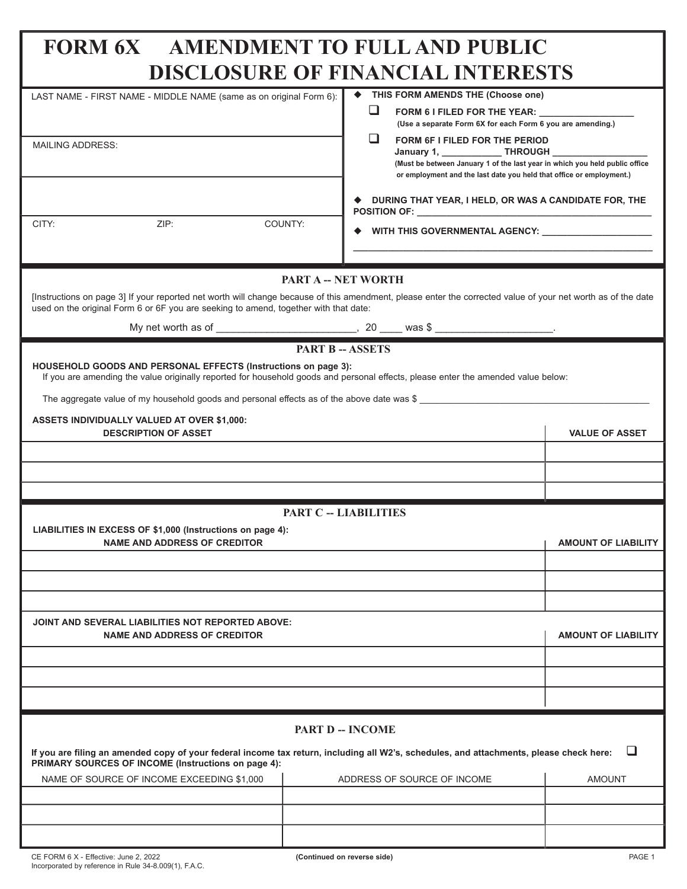# FORM 6X AMENDMENT TO FULL AND PUBLIC DISCLOSURE OF FINANCIAL INTERESTS

LAST NAME - FIRST NAME - MIDDLE NAME (same as on original Form 6):

MAILING ADDRESS:

CITY: ZIP: COUNTY:

◆ **THIS FORM AMENDS THE (Choose one)**

❑ **FORM 6 I FILED FOR THE YEAR: ___________________**
**(Use a separate Form 6X for each Form 6 you are amending.)**

❑ **FORM 6F I FILED FOR THE PERIOD**
**January 1, ____________ THROUGH ___________________**
**(Must be between January 1 of the last year in which you held public office or employment and the last date you held that office or employment.)**

◆ **DURING THAT YEAR, I HELD, OR WAS A CANDIDATE FOR, THE POSITION OF: ___________________________________________**

◆ **WITH THIS GOVERNMENTAL AGENCY: _____________________**
**___________________________________________________________**

## PART A -- NET WORTH

[Instructions on page 3] If your reported net worth will change because of this amendment, please enter the corrected value of your net worth as of the date used on the original Form 6 or 6F you are seeking to amend, together with that date:

My net worth as of _________________________, 20 ____ was $ ____________________.

## PART B -- ASSETS

**HOUSEHOLD GOODS AND PERSONAL EFFECTS (Instructions on page 3):**
If you are amending the value originally reported for household goods and personal effects, please enter the amended value below:

The aggregate value of my household goods and personal effects as of the above date was $ _____________________________________________

**ASSETS INDIVIDUALLY VALUED AT OVER $1,000:**

| DESCRIPTION OF ASSET | VALUE OF ASSET |
|---|---|
| | |
| | |
| | |

## PART C -- LIABILITIES

**LIABILITIES IN EXCESS OF $1,000 (Instructions on page 4):**

| NAME AND ADDRESS OF CREDITOR | AMOUNT OF LIABILITY |
|---|---|
| | |
| | |
| | |

**JOINT AND SEVERAL LIABILITIES NOT REPORTED ABOVE:**

| NAME AND ADDRESS OF CREDITOR | AMOUNT OF LIABILITY |
|---|---|
| | |
| | |
| | |

## PART D -- INCOME

**If you are filing an amended copy of your federal income tax return, including all W2's, schedules, and attachments, please check here:** ❑

**PRIMARY SOURCES OF INCOME (Instructions on page 4):**

| NAME OF SOURCE OF INCOME EXCEEDING $1,000 | ADDRESS OF SOURCE OF INCOME | AMOUNT |
|---|---|---|
| | | |
| | | |
| | | |

CE FORM 6 X - Effective: June 2, 2022
Incorporated by reference in Rule 34-8.009(1), F.A.C.

**(Continued on reverse side)**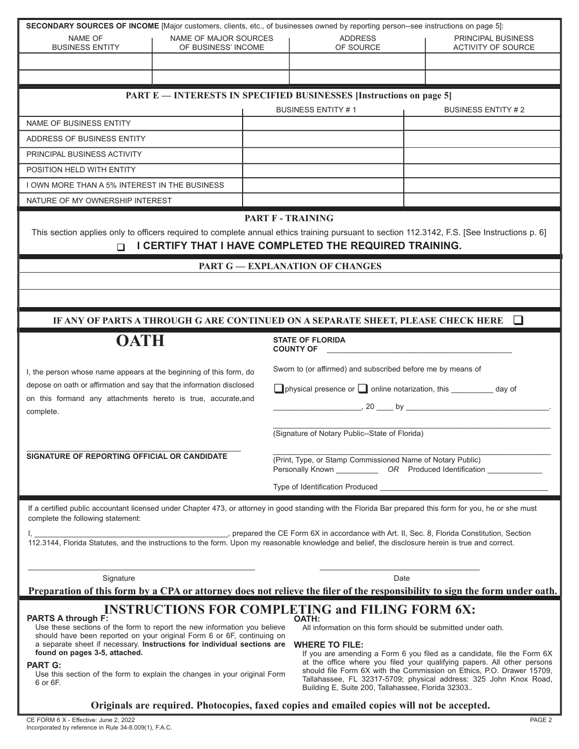**SECONDARY SOURCES OF INCOME** [Major customers, clients, etc., of businesses owned by reporting person--see instructions on page 5]:

| NAME OF BUSINESS ENTITY | NAME OF MAJOR SOURCES OF BUSINESS' INCOME | ADDRESS OF SOURCE | PRINCIPAL BUSINESS ACTIVITY OF SOURCE |
|---|---|---|---|
| | | | |
| | | | |

## PART E — INTERESTS IN SPECIFIED BUSINESSES [Instructions on page 5]

| | BUSINESS ENTITY # 1 | BUSINESS ENTITY # 2 |
|---|---|---|
| NAME OF BUSINESS ENTITY | | |
| ADDRESS OF BUSINESS ENTITY | | |
| PRINCIPAL BUSINESS ACTIVITY | | |
| POSITION HELD WITH ENTITY | | |
| I OWN MORE THAN A 5% INTEREST IN THE BUSINESS | | |
| NATURE OF MY OWNERSHIP INTEREST | | |

## PART F - TRAINING

This section applies only to officers required to complete annual ethics training pursuant to section 112.3142, F.S. [See Instructions p. 6]

❑ **I CERTIFY THAT I HAVE COMPLETED THE REQUIRED TRAINING.**

## PART G — EXPLANATION OF CHANGES

**IF ANY OF PARTS A THROUGH G ARE CONTINUED ON A SEPARATE SHEET, PLEASE CHECK HERE** ❑

## OATH

I, the person whose name appears at the beginning of this form, do depose on oath or affirmation and say that the information disclosed on this formand any attachments hereto is true, accurate,and complete.

______________________________

**SIGNATURE OF REPORTING OFFICIAL OR CANDIDATE**

**STATE OF FLORIDA**
**COUNTY OF** ______________________________

Sworn to (or affirmed) and subscribed before me by means of

❑ physical presence or ❑ online notarization, this _________ day of

____________________, 20 ____ by ______________________________.

______________________________
(Signature of Notary Public--State of Florida)

______________________________
(Print, Type, or Stamp Commissioned Name of Notary Public)
Personally Known __________ *OR* Produced Identification ____________

Type of Identification Produced ______________________________

If a certified public accountant licensed under Chapter 473, or attorney in good standing with the Florida Bar prepared this form for you, he or she must complete the following statement:

I, ______________________________, prepared the CE Form 6X in accordance with Art. II, Sec. 8, Florida Constitution, Section 112.3144, Florida Statutes, and the instructions to the form. Upon my reasonable knowledge and belief, the disclosure herein is true and correct.

______________________________ Signature

______________________________ Date

**Preparation of this form by a CPA or attorney does not relieve the filer of the responsibility to sign the form under oath.**

# INSTRUCTIONS FOR COMPLETING and FILING FORM 6X:

**PARTS A through F:**
Use these sections of the form to report the new information you believe should have been reported on your original Form 6 or 6F, continuing on a separate sheet if necessary. **Instructions for individual sections are found on pages 3-5, attached.**

**PART G:**
Use this section of the form to explain the changes in your original Form 6 or 6F.

**OATH:**
All information on this form should be submitted under oath.

**WHERE TO FILE:**
If you are amending a Form 6 you filed as a candidate, file the Form 6X at the office where you filed your qualifying papers. All other persons should file Form 6X with the Commission on Ethics, P.O. Drawer 15709, Tallahassee, FL 32317-5709; physical address: 325 John Knox Road, Building E, Suite 200, Tallahassee, Florida 32303..

**Originals are required. Photocopies, faxed copies and emailed copies will not be accepted.**

CE FORM 6 X - Effective: June 2, 2022
Incorporated by reference in Rule 34-8.009(1), F.A.C.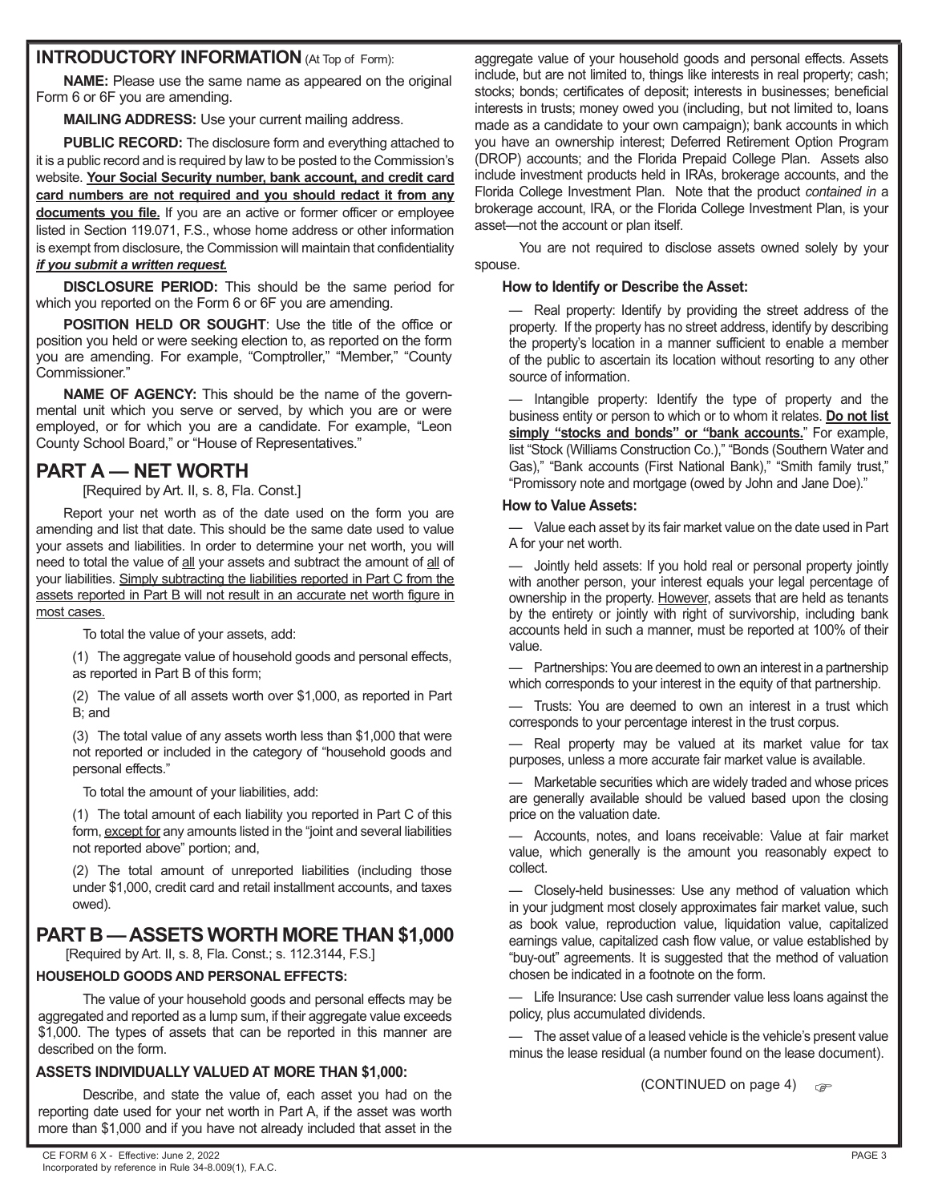## INTRODUCTORY INFORMATION (At Top of Form):

**NAME:** Please use the same name as appeared on the original Form 6 or 6F you are amending.

**MAILING ADDRESS:** Use your current mailing address.

**PUBLIC RECORD:** The disclosure form and everything attached to it is a public record and is required by law to be posted to the Commission's website. **Your Social Security number, bank account, and credit card card numbers are not required and you should redact it from any documents you file.** If you are an active or former officer or employee listed in Section 119.071, F.S., whose home address or other information is exempt from disclosure, the Commission will maintain that confidentiality ***if you submit a written request.***

**DISCLOSURE PERIOD:** This should be the same period for which you reported on the Form 6 or 6F you are amending.

**POSITION HELD OR SOUGHT**: Use the title of the office or position you held or were seeking election to, as reported on the form you are amending. For example, "Comptroller," "Member," "County Commissioner."

**NAME OF AGENCY:** This should be the name of the governmental unit which you serve or served, by which you are or were employed, or for which you are a candidate. For example, "Leon County School Board," or "House of Representatives."

## PART A — NET WORTH

[Required by Art. II, s. 8, Fla. Const.]

Report your net worth as of the date used on the form you are amending and list that date. This should be the same date used to value your assets and liabilities. In order to determine your net worth, you will need to total the value of all your assets and subtract the amount of all of your liabilities. Simply subtracting the liabilities reported in Part C from the assets reported in Part B will not result in an accurate net worth figure in most cases.

To total the value of your assets, add:

(1) The aggregate value of household goods and personal effects, as reported in Part B of this form;

(2) The value of all assets worth over $1,000, as reported in Part B; and

(3) The total value of any assets worth less than $1,000 that were not reported or included in the category of "household goods and personal effects."

To total the amount of your liabilities, add:

(1) The total amount of each liability you reported in Part C of this form, except for any amounts listed in the "joint and several liabilities not reported above" portion; and,

(2) The total amount of unreported liabilities (including those under $1,000, credit card and retail installment accounts, and taxes owed).

## PART B — ASSETS WORTH MORE THAN $1,000

[Required by Art. II, s. 8, Fla. Const.; s. 112.3144, F.S.]

### HOUSEHOLD GOODS AND PERSONAL EFFECTS:

The value of your household goods and personal effects may be aggregated and reported as a lump sum, if their aggregate value exceeds $1,000. The types of assets that can be reported in this manner are described on the form.

### ASSETS INDIVIDUALLY VALUED AT MORE THAN $1,000:

Describe, and state the value of, each asset you had on the reporting date used for your net worth in Part A, if the asset was worth more than $1,000 and if you have not already included that asset in the aggregate value of your household goods and personal effects. Assets include, but are not limited to, things like interests in real property; cash; stocks; bonds; certificates of deposit; interests in businesses; beneficial interests in trusts; money owed you (including, but not limited to, loans made as a candidate to your own campaign); bank accounts in which you have an ownership interest; Deferred Retirement Option Program (DROP) accounts; and the Florida Prepaid College Plan. Assets also include investment products held in IRAs, brokerage accounts, and the Florida College Investment Plan. Note that the product *contained in* a brokerage account, IRA, or the Florida College Investment Plan, is your asset—not the account or plan itself.

You are not required to disclose assets owned solely by your spouse.

**How to Identify or Describe the Asset:**

— Real property: Identify by providing the street address of the property. If the property has no street address, identify by describing the property's location in a manner sufficient to enable a member of the public to ascertain its location without resorting to any other source of information.

— Intangible property: Identify the type of property and the business entity or person to which or to whom it relates. **Do not list simply "stocks and bonds" or "bank accounts."** For example, list "Stock (Williams Construction Co.)," "Bonds (Southern Water and Gas)," "Bank accounts (First National Bank)," "Smith family trust," "Promissory note and mortgage (owed by John and Jane Doe)."

**How to Value Assets:**

— Value each asset by its fair market value on the date used in Part A for your net worth.

— Jointly held assets: If you hold real or personal property jointly with another person, your interest equals your legal percentage of ownership in the property. However, assets that are held as tenants by the entirety or jointly with right of survivorship, including bank accounts held in such a manner, must be reported at 100% of their value.

— Partnerships: You are deemed to own an interest in a partnership which corresponds to your interest in the equity of that partnership.

— Trusts: You are deemed to own an interest in a trust which corresponds to your percentage interest in the trust corpus.

— Real property may be valued at its market value for tax purposes, unless a more accurate fair market value is available.

— Marketable securities which are widely traded and whose prices are generally available should be valued based upon the closing price on the valuation date.

— Accounts, notes, and loans receivable: Value at fair market value, which generally is the amount you reasonably expect to collect.

— Closely-held businesses: Use any method of valuation which in your judgment most closely approximates fair market value, such as book value, reproduction value, liquidation value, capitalized earnings value, capitalized cash flow value, or value established by "buy-out" agreements. It is suggested that the method of valuation chosen be indicated in a footnote on the form.

— Life Insurance: Use cash surrender value less loans against the policy, plus accumulated dividends.

— The asset value of a leased vehicle is the vehicle's present value minus the lease residual (a number found on the lease document).

(CONTINUED on page 4)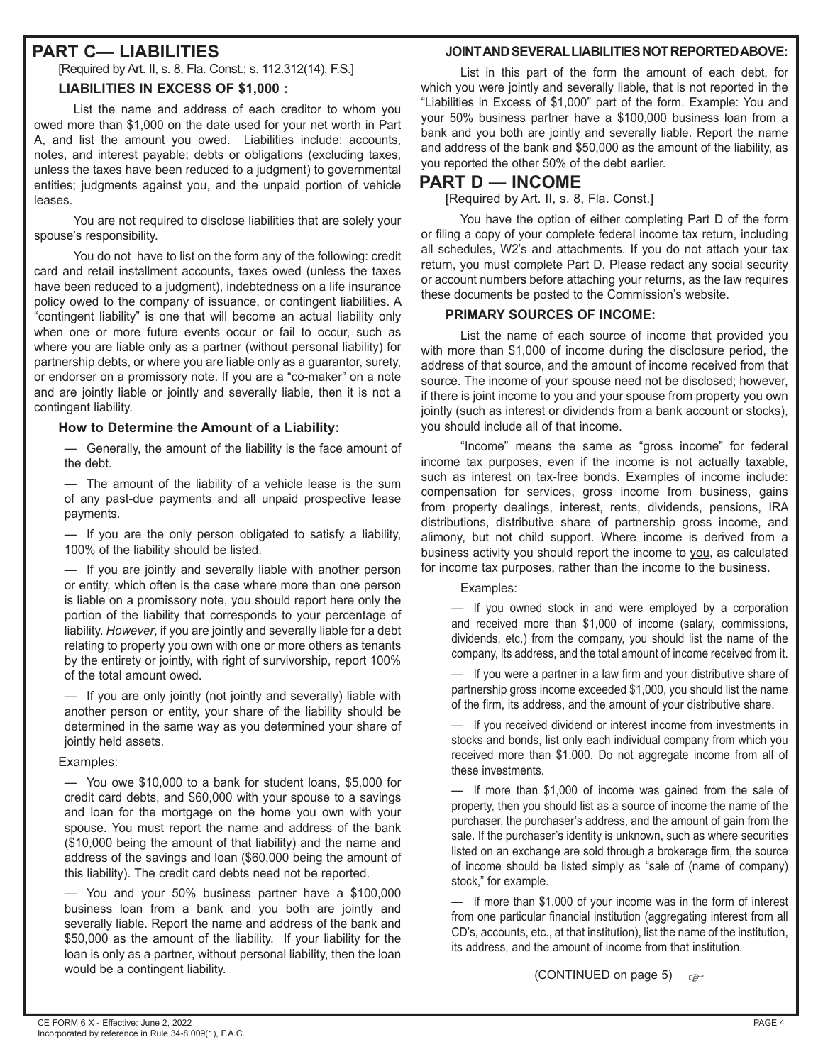## PART C— LIABILITIES

[Required by Art. II, s. 8, Fla. Const.; s. 112.312(14), F.S.]

### LIABILITIES IN EXCESS OF $1,000 :

List the name and address of each creditor to whom you owed more than $1,000 on the date used for your net worth in Part A, and list the amount you owed. Liabilities include: accounts, notes, and interest payable; debts or obligations (excluding taxes, unless the taxes have been reduced to a judgment) to governmental entities; judgments against you, and the unpaid portion of vehicle leases.

You are not required to disclose liabilities that are solely your spouse's responsibility.

You do not have to list on the form any of the following: credit card and retail installment accounts, taxes owed (unless the taxes have been reduced to a judgment), indebtedness on a life insurance policy owed to the company of issuance, or contingent liabilities. A "contingent liability" is one that will become an actual liability only when one or more future events occur or fail to occur, such as where you are liable only as a partner (without personal liability) for partnership debts, or where you are liable only as a guarantor, surety, or endorser on a promissory note. If you are a "co-maker" on a note and are jointly liable or jointly and severally liable, then it is not a contingent liability.

### How to Determine the Amount of a Liability:

— Generally, the amount of the liability is the face amount of the debt.

— The amount of the liability of a vehicle lease is the sum of any past-due payments and all unpaid prospective lease payments.

— If you are the only person obligated to satisfy a liability, 100% of the liability should be listed.

— If you are jointly and severally liable with another person or entity, which often is the case where more than one person is liable on a promissory note, you should report here only the portion of the liability that corresponds to your percentage of liability. *However*, if you are jointly and severally liable for a debt relating to property you own with one or more others as tenants by the entirety or jointly, with right of survivorship, report 100% of the total amount owed.

— If you are only jointly (not jointly and severally) liable with another person or entity, your share of the liability should be determined in the same way as you determined your share of jointly held assets.

Examples:

— You owe $10,000 to a bank for student loans, $5,000 for credit card debts, and $60,000 with your spouse to a savings and loan for the mortgage on the home you own with your spouse. You must report the name and address of the bank ($10,000 being the amount of that liability) and the name and address of the savings and loan ($60,000 being the amount of this liability). The credit card debts need not be reported.

— You and your 50% business partner have a $100,000 business loan from a bank and you both are jointly and severally liable. Report the name and address of the bank and $50,000 as the amount of the liability. If your liability for the loan is only as a partner, without personal liability, then the loan would be a contingent liability.

### JOINT AND SEVERAL LIABILITIES NOT REPORTED ABOVE:

List in this part of the form the amount of each debt, for which you were jointly and severally liable, that is not reported in the "Liabilities in Excess of $1,000" part of the form. Example: You and your 50% business partner have a $100,000 business loan from a bank and you both are jointly and severally liable. Report the name and address of the bank and $50,000 as the amount of the liability, as you reported the other 50% of the debt earlier.

## PART D — INCOME

[Required by Art. II, s. 8, Fla. Const.]

You have the option of either completing Part D of the form or filing a copy of your complete federal income tax return, <u>including all schedules, W2's and attachments</u>. If you do not attach your tax return, you must complete Part D. Please redact any social security or account numbers before attaching your returns, as the law requires these documents be posted to the Commission's website.

### PRIMARY SOURCES OF INCOME:

List the name of each source of income that provided you with more than $1,000 of income during the disclosure period, the address of that source, and the amount of income received from that source. The income of your spouse need not be disclosed; however, if there is joint income to you and your spouse from property you own jointly (such as interest or dividends from a bank account or stocks), you should include all of that income.

"Income" means the same as "gross income" for federal income tax purposes, even if the income is not actually taxable, such as interest on tax-free bonds. Examples of income include: compensation for services, gross income from business, gains from property dealings, interest, rents, dividends, pensions, IRA distributions, distributive share of partnership gross income, and alimony, but not child support. Where income is derived from a business activity you should report the income to <u>you</u>, as calculated for income tax purposes, rather than the income to the business.

Examples:

— If you owned stock in and were employed by a corporation and received more than $1,000 of income (salary, commissions, dividends, etc.) from the company, you should list the name of the company, its address, and the total amount of income received from it.

— If you were a partner in a law firm and your distributive share of partnership gross income exceeded $1,000, you should list the name of the firm, its address, and the amount of your distributive share.

— If you received dividend or interest income from investments in stocks and bonds, list only each individual company from which you received more than $1,000. Do not aggregate income from all of these investments.

— If more than $1,000 of income was gained from the sale of property, then you should list as a source of income the name of the purchaser, the purchaser's address, and the amount of gain from the sale. If the purchaser's identity is unknown, such as where securities listed on an exchange are sold through a brokerage firm, the source of income should be listed simply as "sale of (name of company) stock," for example.

— If more than $1,000 of your income was in the form of interest from one particular financial institution (aggregating interest from all CD's, accounts, etc., at that institution), list the name of the institution, its address, and the amount of income from that institution.

(CONTINUED on page 5) ☞

CE FORM 6 X - Effective: June 2, 2022
Incorporated by reference in Rule 34-8.009(1), F.A.C.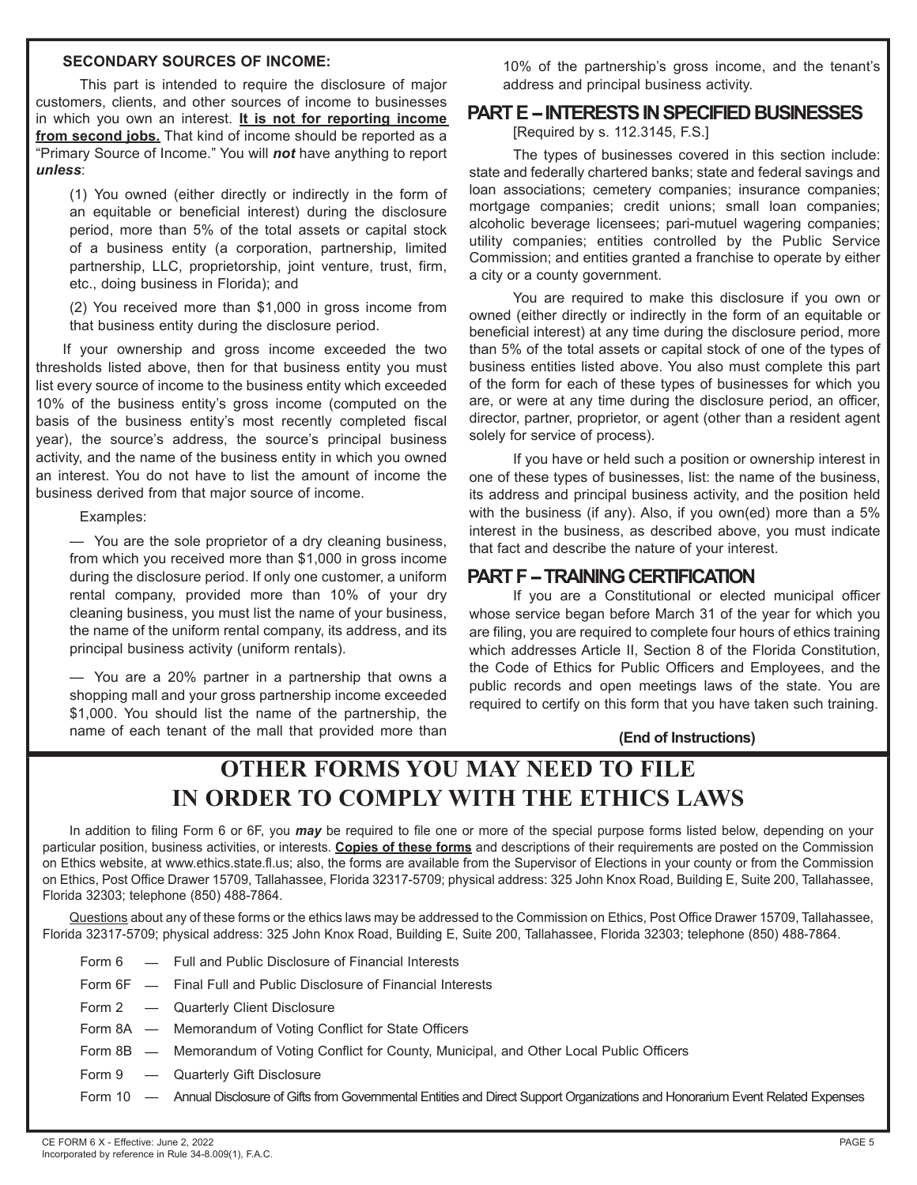**SECONDARY SOURCES OF INCOME:**

This part is intended to require the disclosure of major customers, clients, and other sources of income to businesses in which you own an interest. **It is not for reporting income from second jobs.** That kind of income should be reported as a "Primary Source of Income." You will ***not*** have anything to report ***unless***:

(1) You owned (either directly or indirectly in the form of an equitable or beneficial interest) during the disclosure period, more than 5% of the total assets or capital stock of a business entity (a corporation, partnership, limited partnership, LLC, proprietorship, joint venture, trust, firm, etc., doing business in Florida); and

(2) You received more than $1,000 in gross income from that business entity during the disclosure period.

If your ownership and gross income exceeded the two thresholds listed above, then for that business entity you must list every source of income to the business entity which exceeded 10% of the business entity's gross income (computed on the basis of the business entity's most recently completed fiscal year), the source's address, the source's principal business activity, and the name of the business entity in which you owned an interest. You do not have to list the amount of income the business derived from that major source of income.

Examples:

— You are the sole proprietor of a dry cleaning business, from which you received more than $1,000 in gross income during the disclosure period. If only one customer, a uniform rental company, provided more than 10% of your dry cleaning business, you must list the name of your business, the name of the uniform rental company, its address, and its principal business activity (uniform rentals).

— You are a 20% partner in a partnership that owns a shopping mall and your gross partnership income exceeded $1,000. You should list the name of the partnership, the name of each tenant of the mall that provided more than 10% of the partnership's gross income, and the tenant's address and principal business activity.

## PART E – INTERESTS IN SPECIFIED BUSINESSES

[Required by s. 112.3145, F.S.]

The types of businesses covered in this section include: state and federally chartered banks; state and federal savings and loan associations; cemetery companies; insurance companies; mortgage companies; credit unions; small loan companies; alcoholic beverage licensees; pari-mutuel wagering companies; utility companies; entities controlled by the Public Service Commission; and entities granted a franchise to operate by either a city or a county government.

You are required to make this disclosure if you own or owned (either directly or indirectly in the form of an equitable or beneficial interest) at any time during the disclosure period, more than 5% of the total assets or capital stock of one of the types of business entities listed above. You also must complete this part of the form for each of these types of businesses for which you are, or were at any time during the disclosure period, an officer, director, partner, proprietor, or agent (other than a resident agent solely for service of process).

If you have or held such a position or ownership interest in one of these types of businesses, list: the name of the business, its address and principal business activity, and the position held with the business (if any). Also, if you own(ed) more than a 5% interest in the business, as described above, you must indicate that fact and describe the nature of your interest.

## PART F – TRAINING CERTIFICATION

If you are a Constitutional or elected municipal officer whose service began before March 31 of the year for which you are filing, you are required to complete four hours of ethics training which addresses Article II, Section 8 of the Florida Constitution, the Code of Ethics for Public Officers and Employees, and the public records and open meetings laws of the state. You are required to certify on this form that you have taken such training.

**(End of Instructions)**

# OTHER FORMS YOU MAY NEED TO FILE IN ORDER TO COMPLY WITH THE ETHICS LAWS

In addition to filing Form 6 or 6F, you ***may*** be required to file one or more of the special purpose forms listed below, depending on your particular position, business activities, or interests. **Copies of these forms** and descriptions of their requirements are posted on the Commission on Ethics website, at www.ethics.state.fl.us; also, the forms are available from the Supervisor of Elections in your county or from the Commission on Ethics, Post Office Drawer 15709, Tallahassee, Florida 32317-5709; physical address: 325 John Knox Road, Building E, Suite 200, Tallahassee, Florida 32303; telephone (850) 488-7864.

Questions about any of these forms or the ethics laws may be addressed to the Commission on Ethics, Post Office Drawer 15709, Tallahassee, Florida 32317-5709; physical address: 325 John Knox Road, Building E, Suite 200, Tallahassee, Florida 32303; telephone (850) 488-7864.

- Form 6 — Full and Public Disclosure of Financial Interests
- Form 6F — Final Full and Public Disclosure of Financial Interests
- Form 2 — Quarterly Client Disclosure
- Form 8A — Memorandum of Voting Conflict for State Officers
- Form 8B — Memorandum of Voting Conflict for County, Municipal, and Other Local Public Officers
- Form 9 — Quarterly Gift Disclosure
- Form 10 — Annual Disclosure of Gifts from Governmental Entities and Direct Support Organizations and Honorarium Event Related Expenses

CE FORM 6 X - Effective: June 2, 2022
Incorporated by reference in Rule 34-8.009(1), F.A.C.